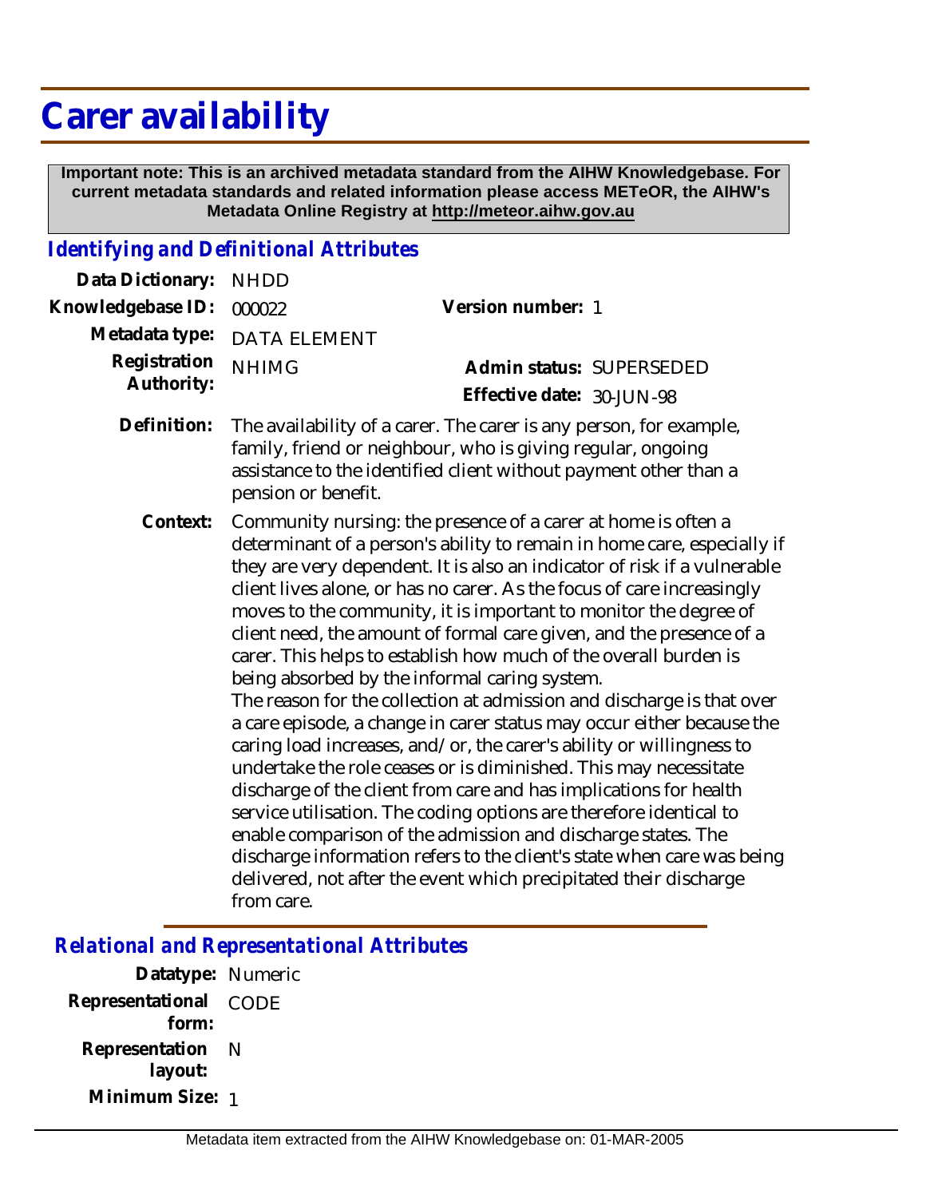# Carer availability

**Important note: This is an archived metadata standard from the AIHW Knowledgebase. For current metadata standards and related information please access METeOR, the AIHW's Metadata Online Registry at http://meteor.aihw.gov.au**

## *Identifying and Definitional Attributes*

**Data Dictionary:** NHDD

**Knowledgebase ID:** 000022

**Version number:** 1

**Metadata type:** DATA ELEMENT

**Registration Authority:** NHIMG

**Admin status:** SUPERSEDED

**Effective date:** 30-JUN-98

**Definition:** The availability of a carer. The carer is any person, for example, family, friend or neighbour, who is giving regular, ongoing assistance to the identified client without payment other than a pension or benefit.

**Context:** Community nursing: the presence of a carer at home is often a determinant of a person's ability to remain in home care, especially if they are very dependent. It is also an indicator of risk if a vulnerable client lives alone, or has no carer. As the focus of care increasingly moves to the community, it is important to monitor the degree of client need, the amount of formal care given, and the presence of a carer. This helps to establish how much of the overall burden is being absorbed by the informal caring system.
The reason for the collection at admission and discharge is that over a care episode, a change in carer status may occur either because the caring load increases, and/or, the carer's ability or willingness to undertake the role ceases or is diminished. This may necessitate discharge of the client from care and has implications for health service utilisation. The coding options are therefore identical to enable comparison of the admission and discharge states. The discharge information refers to the client's state when care was being delivered, not after the event which precipitated their discharge from care.

## *Relational and Representational Attributes*

**Datatype:** Numeric

**Representational form:** CODE

**Representation layout:** N

**Minimum Size:** 1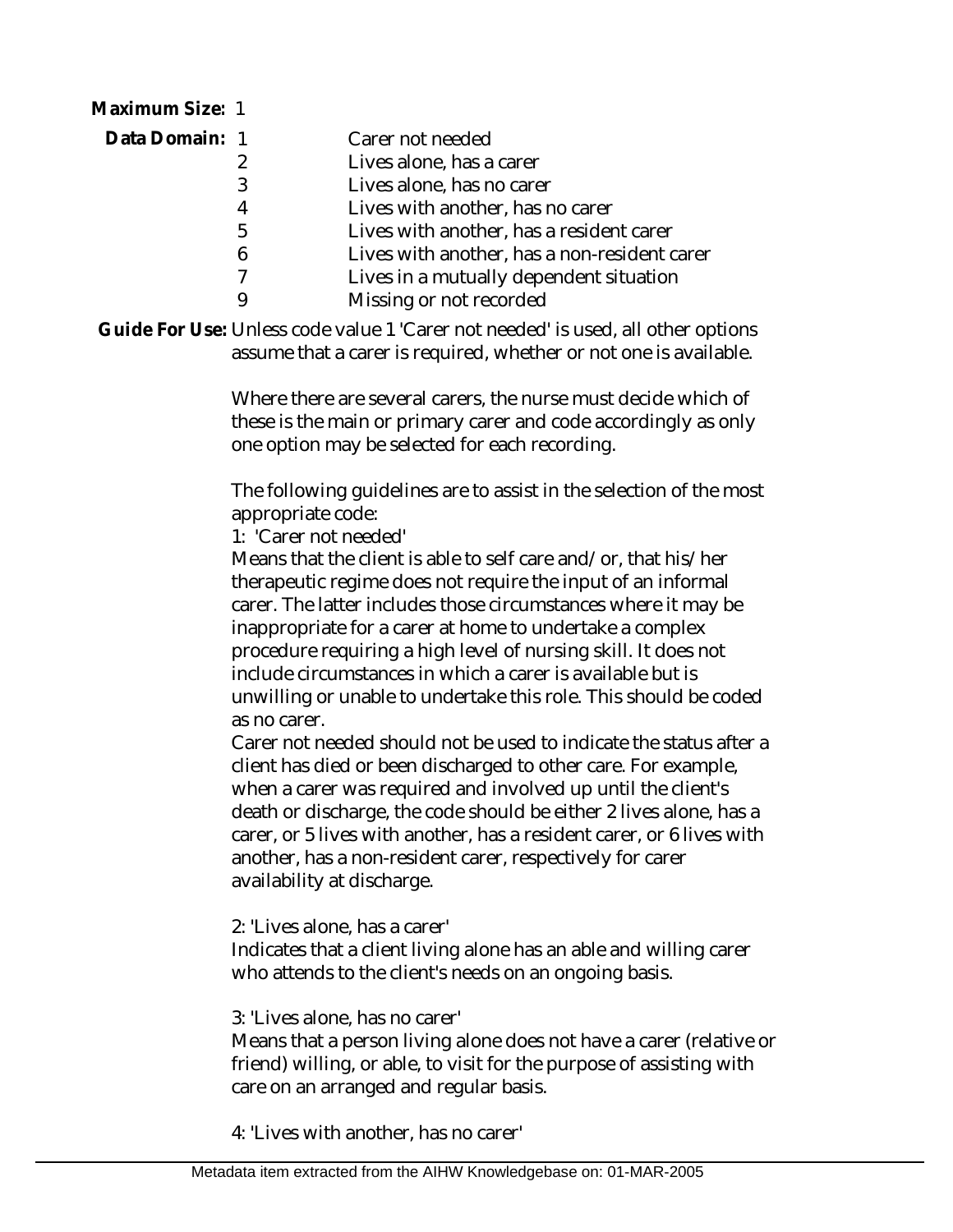**Maximum Size:** 1

**Data Domain:**

| Code | Description |
|---|---|
| 1 | Carer not needed |
| 2 | Lives alone, has a carer |
| 3 | Lives alone, has no carer |
| 4 | Lives with another, has no carer |
| 5 | Lives with another, has a resident carer |
| 6 | Lives with another, has a non-resident carer |
| 7 | Lives in a mutually dependent situation |
| 9 | Missing or not recorded |

**Guide For Use:** Unless code value 1 'Carer not needed' is used, all other options assume that a carer is required, whether or not one is available.

Where there are several carers, the nurse must decide which of these is the main or primary carer and code accordingly as only one option may be selected for each recording.

The following guidelines are to assist in the selection of the most appropriate code:

1: 'Carer not needed'

Means that the client is able to self care and/or, that his/her therapeutic regime does not require the input of an informal carer. The latter includes those circumstances where it may be inappropriate for a carer at home to undertake a complex procedure requiring a high level of nursing skill. It does not include circumstances in which a carer is available but is unwilling or unable to undertake this role. This should be coded as no carer.

Carer not needed should not be used to indicate the status after a client has died or been discharged to other care. For example, when a carer was required and involved up until the client's death or discharge, the code should be either 2 lives alone, has a carer, or 5 lives with another, has a resident carer, or 6 lives with another, has a non-resident carer, respectively for carer availability at discharge.

2: 'Lives alone, has a carer'

Indicates that a client living alone has an able and willing carer who attends to the client's needs on an ongoing basis.

3: 'Lives alone, has no carer'

Means that a person living alone does not have a carer (relative or friend) willing, or able, to visit for the purpose of assisting with care on an arranged and regular basis.

4: 'Lives with another, has no carer'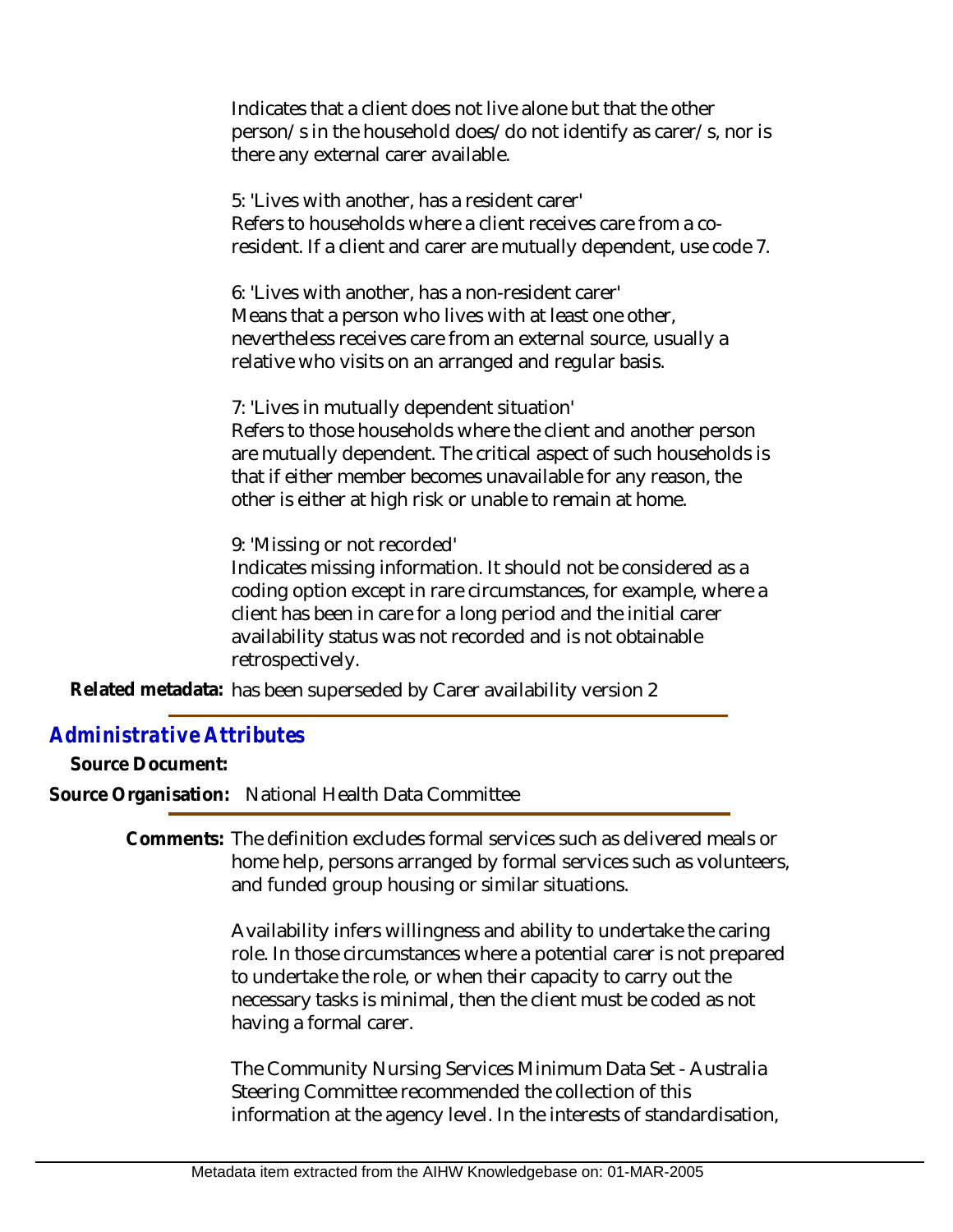Indicates that a client does not live alone but that the other person/s in the household does/do not identify as carer/s, nor is there any external carer available.

5: 'Lives with another, has a resident carer'
Refers to households where a client receives care from a co-resident. If a client and carer are mutually dependent, use code 7.

6: 'Lives with another, has a non-resident carer'
Means that a person who lives with at least one other, nevertheless receives care from an external source, usually a relative who visits on an arranged and regular basis.

7: 'Lives in mutually dependent situation'
Refers to those households where the client and another person are mutually dependent. The critical aspect of such households is that if either member becomes unavailable for any reason, the other is either at high risk or unable to remain at home.

9: 'Missing or not recorded'
Indicates missing information. It should not be considered as a coding option except in rare circumstances, for example, where a client has been in care for a long period and the initial carer availability status was not recorded and is not obtainable retrospectively.

**Related metadata:** has been superseded by Carer availability version 2

## *Administrative Attributes*

**Source Document:**

**Source Organisation:** National Health Data Committee

**Comments:** The definition excludes formal services such as delivered meals or home help, persons arranged by formal services such as volunteers, and funded group housing or similar situations.

Availability infers willingness and ability to undertake the caring role. In those circumstances where a potential carer is not prepared to undertake the role, or when their capacity to carry out the necessary tasks is minimal, then the client must be coded as not having a formal carer.

The Community Nursing Services Minimum Data Set - Australia Steering Committee recommended the collection of this information at the agency level. In the interests of standardisation,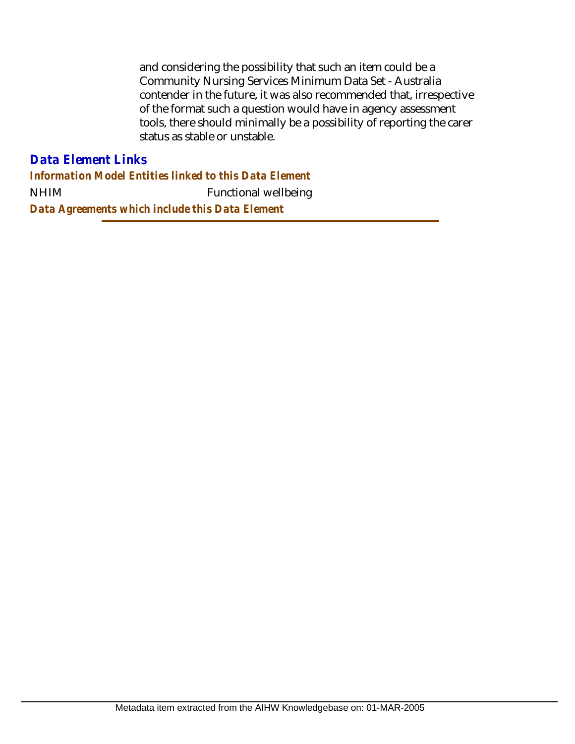and considering the possibility that such an item could be a Community Nursing Services Minimum Data Set - Australia contender in the future, it was also recommended that, irrespective of the format such a question would have in agency assessment tools, there should minimally be a possibility of reporting the carer status as stable or unstable.

## Data Element Links

### Information Model Entities linked to this Data Element

| | |
|---|---|
| NHIM | Functional wellbeing |

### Data Agreements which include this Data Element